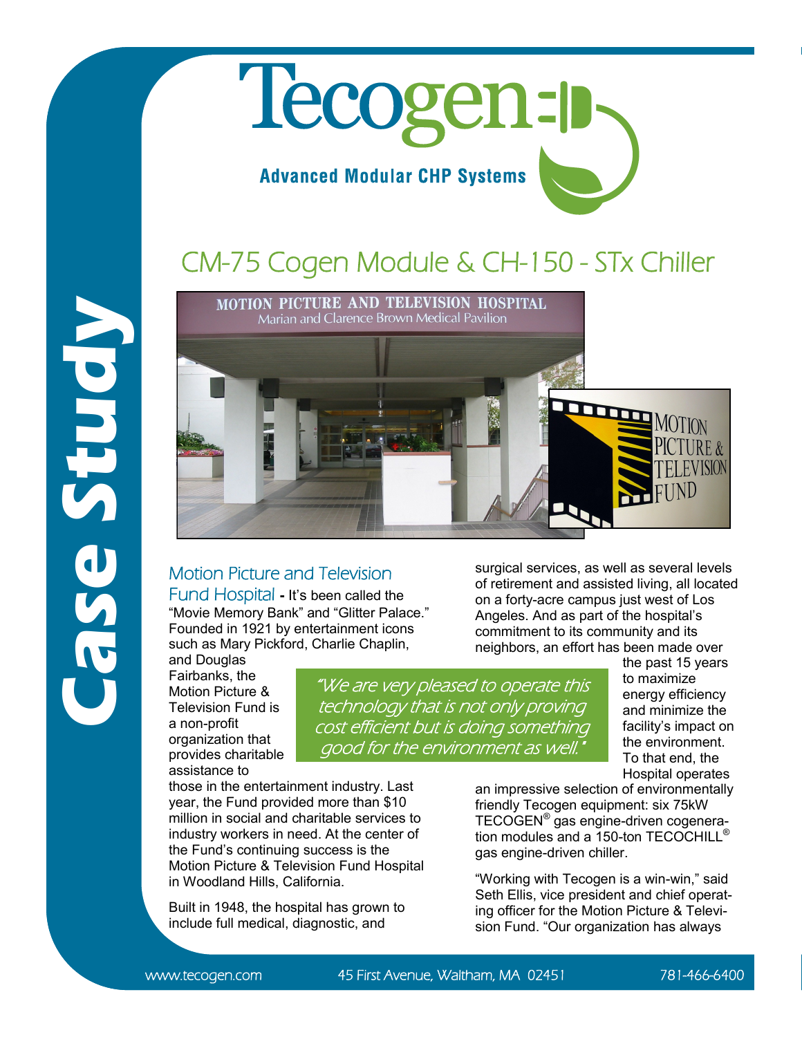# Tecogen

**Advanced Modular CHP Systems**

**Case Study**

## CM-75 Cogen Module & CH-150 - STx Chiller

### Motion Picture and Television Fund Hospital

**-** It's been called the "Movie Memory Bank" and "Glitter Palace." Founded in 1921 by entertainment icons such as Mary Pickford, Charlie Chaplin, and Douglas Fairbanks, the Motion Picture & Television Fund is a non-profit organization that provides charitable assistance to those in the entertainment industry. Last year, the Fund provided more than $10 million in social and charitable services to industry workers in need. At the center of the Fund's continuing success is the Motion Picture & Television Fund Hospital in Woodland Hills, California.

Built in 1948, the hospital has grown to include full medical, diagnostic, and surgical services, as well as several levels of retirement and assisted living, all located on a forty-acre campus just west of Los Angeles. And as part of the hospital's commitment to its community and its neighbors, an effort has been made over the past 15 years to maximize energy efficiency and minimize the facility's impact on the environment. To that end, the Hospital operates an impressive selection of environmentally friendly Tecogen equipment: six 75kW TECOGEN® gas engine-driven cogeneration modules and a 150-ton TECOCHILL® gas engine-driven chiller.

> *"We are very pleased to operate this technology that is not only proving cost efficient but is doing something good for the environment as well."*

"Working with Tecogen is a win-win," said Seth Ellis, vice president and chief operating officer for the Motion Picture & Television Fund. "Our organization has always

www.tecogen.com 45 First Avenue, Waltham, MA 02451 781-466-6400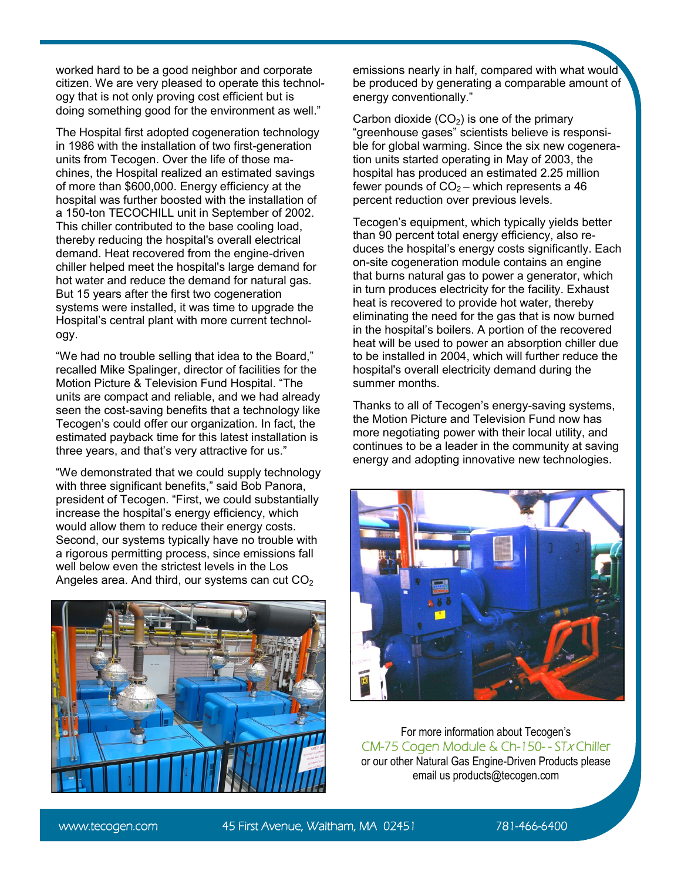worked hard to be a good neighbor and corporate citizen. We are very pleased to operate this technology that is not only proving cost efficient but is doing something good for the environment as well."

The Hospital first adopted cogeneration technology in 1986 with the installation of two first-generation units from Tecogen. Over the life of those machines, the Hospital realized an estimated savings of more than $600,000. Energy efficiency at the hospital was further boosted with the installation of a 150-ton TECOCHILL unit in September of 2002. This chiller contributed to the base cooling load, thereby reducing the hospital's overall electrical demand. Heat recovered from the engine-driven chiller helped meet the hospital's large demand for hot water and reduce the demand for natural gas. But 15 years after the first two cogeneration systems were installed, it was time to upgrade the Hospital's central plant with more current technology.

"We had no trouble selling that idea to the Board," recalled Mike Spalinger, director of facilities for the Motion Picture & Television Fund Hospital. "The units are compact and reliable, and we had already seen the cost-saving benefits that a technology like Tecogen's could offer our organization. In fact, the estimated payback time for this latest installation is three years, and that's very attractive for us."

"We demonstrated that we could supply technology with three significant benefits," said Bob Panora, president of Tecogen. "First, we could substantially increase the hospital's energy efficiency, which would allow them to reduce their energy costs. Second, our systems typically have no trouble with a rigorous permitting process, since emissions fall well below even the strictest levels in the Los Angeles area. And third, our systems can cut $CO_2$ emissions nearly in half, compared with what would be produced by generating a comparable amount of energy conventionally."

Carbon dioxide ($CO_2$) is one of the primary "greenhouse gases" scientists believe is responsible for global warming. Since the six new cogeneration units started operating in May of 2003, the hospital has produced an estimated 2.25 million fewer pounds of $CO_2$ – which represents a 46 percent reduction over previous levels.

Tecogen's equipment, which typically yields better than 90 percent total energy efficiency, also reduces the hospital's energy costs significantly. Each on-site cogeneration module contains an engine that burns natural gas to power a generator, which in turn produces electricity for the facility. Exhaust heat is recovered to provide hot water, thereby eliminating the need for the gas that is now burned in the hospital's boilers. A portion of the recovered heat will be used to power an absorption chiller due to be installed in 2004, which will further reduce the hospital's overall electricity demand during the summer months.

Thanks to all of Tecogen's energy-saving systems, the Motion Picture and Television Fund now has more negotiating power with their local utility, and continues to be a leader in the community at saving energy and adopting innovative new technologies.

For more information about Tecogen's
CM-75 Cogen Module & Ch-150- - STx Chiller
or our other Natural Gas Engine-Driven Products please email us products@tecogen.com

www.tecogen.com 45 First Avenue, Waltham, MA 02451 781-466-6400